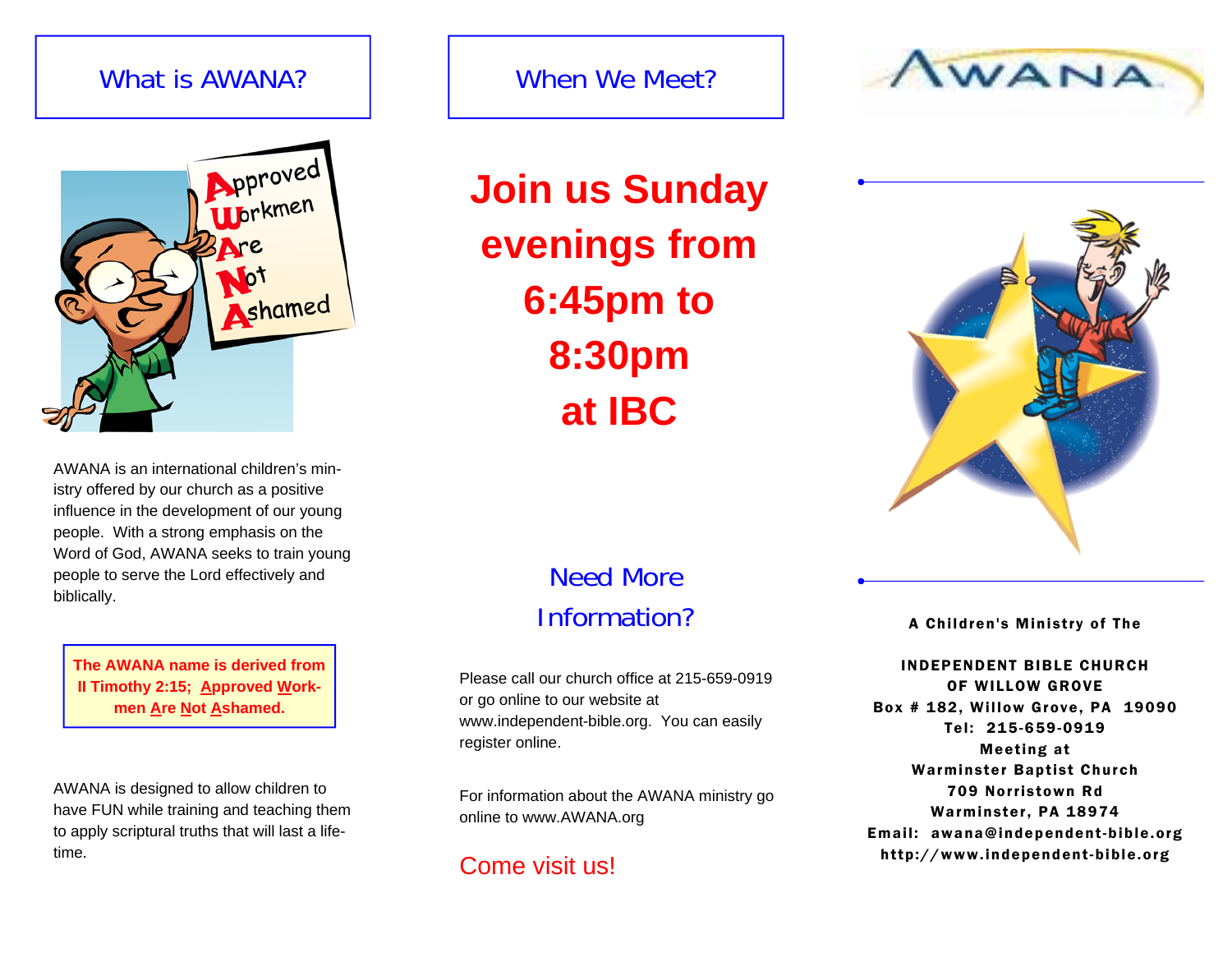## What is AWANA?

**A**pproved **W**orkmen **A**re **N**ot **A**shamed

AWANA is an international children's ministry offered by our church as a positive influence in the development of our young people. With a strong emphasis on the Word of God, AWANA seeks to train young people to serve the Lord effectively and biblically.

**The AWANA name is derived from II Timothy 2:15; Approved Workmen Are Not Ashamed.**

AWANA is designed to allow children to have FUN while training and teaching them to apply scriptural truths that will last a lifetime.

## When We Meet?

# Join us Sunday evenings from 6:45pm to 8:30pm at IBC

## Need More Information?

Please call our church office at 215-659-0919 or go online to our website at www.independent-bible.org. You can easily register online.

For information about the AWANA ministry go online to www.AWANA.org

Come visit us!

AWANA

**A Children's Ministry of The**

**INDEPENDENT BIBLE CHURCH OF WILLOW GROVE**
**Box # 182, Willow Grove, PA 19090**
**Tel: 215-659-0919**
**Meeting at**
**Warminster Baptist Church**
**709 Norristown Rd**
**Warminster, PA 18974**
**Email: awana@independent-bible.org**
**http://www.independent-bible.org**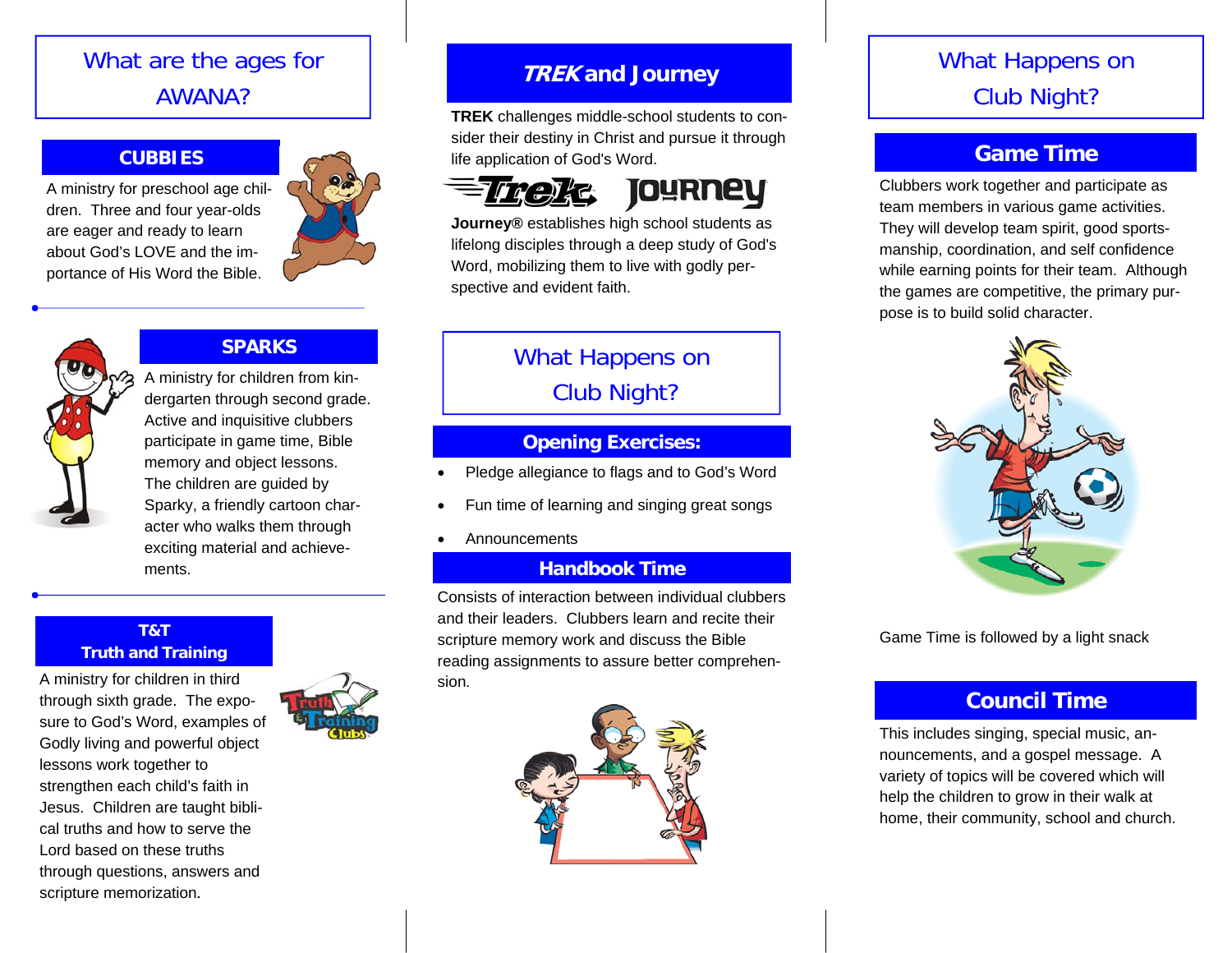## What are the ages for AWANA?

### CUBBIES

A ministry for preschool age children. Three and four year-olds are eager and ready to learn about God's LOVE and the importance of His Word the Bible.

### SPARKS

A ministry for children from kindergarten through second grade. Active and inquisitive clubbers participate in game time, Bible memory and object lessons. The children are guided by Sparky, a friendly cartoon character who walks them through exciting material and achievements.

### T&T
### Truth and Training

A ministry for children in third through sixth grade. The exposure to God's Word, examples of Godly living and powerful object lessons work together to strengthen each child's faith in Jesus. Children are taught biblical truths and how to serve the Lord based on these truths through questions, answers and scripture memorization.

### *TREK* and Journey

**TREK** challenges middle-school students to consider their destiny in Christ and pursue it through life application of God's Word.

**Journey®** establishes high school students as lifelong disciples through a deep study of God's Word, mobilizing them to live with godly perspective and evident faith.

## What Happens on Club Night?

### Opening Exercises:

- Pledge allegiance to flags and to God's Word
- Fun time of learning and singing great songs
- Announcements

### Handbook Time

Consists of interaction between individual clubbers and their leaders. Clubbers learn and recite their scripture memory work and discuss the Bible reading assignments to assure better comprehension.

## What Happens on Club Night?

### Game Time

Clubbers work together and participate as team members in various game activities. They will develop team spirit, good sportsmanship, coordination, and self confidence while earning points for their team. Although the games are competitive, the primary purpose is to build solid character.

Game Time is followed by a light snack

### Council Time

This includes singing, special music, announcements, and a gospel message. A variety of topics will be covered which will help the children to grow in their walk at home, their community, school and church.